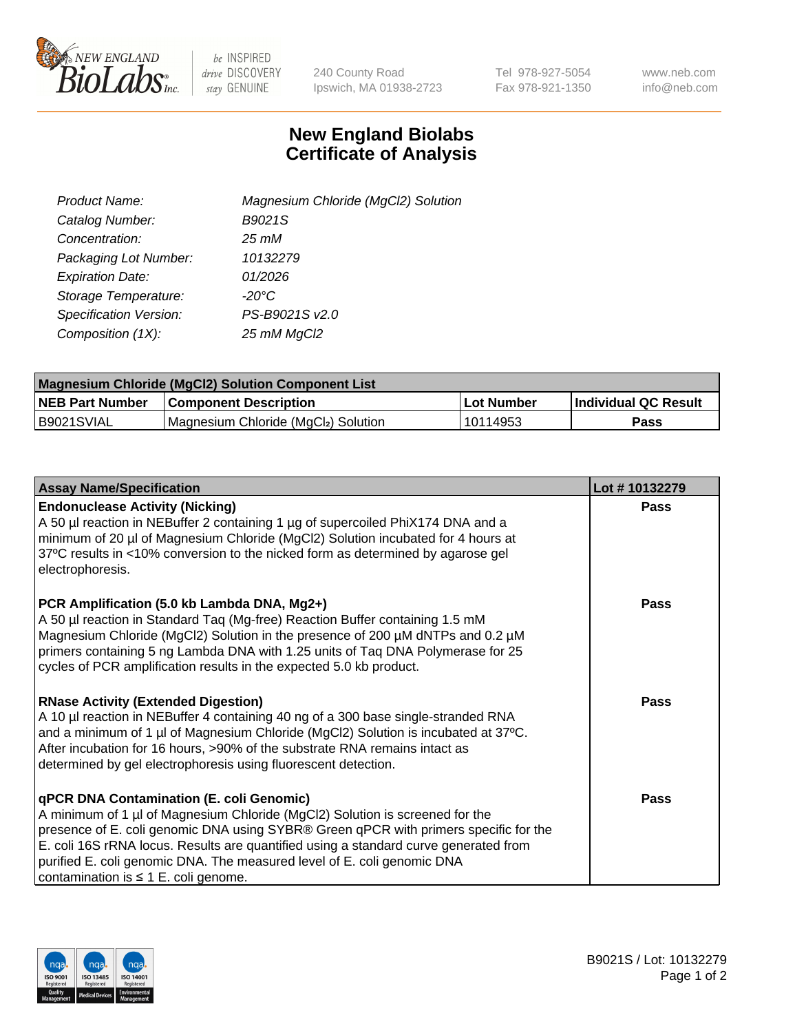240 County Road
Ipswich, MA 01938-2723

Tel 978-927-5054
Fax 978-921-1350

www.neb.com
info@neb.com

# New England Biolabs
# Certificate of Analysis

| | |
|---|---|
| *Product Name:* | *Magnesium Chloride (MgCl2) Solution* |
| *Catalog Number:* | *B9021S* |
| *Concentration:* | *25 mM* |
| *Packaging Lot Number:* | *10132279* |
| *Expiration Date:* | *01/2026* |
| *Storage Temperature:* | *-20°C* |
| *Specification Version:* | *PS-B9021S v2.0* |
| *Composition (1X):* | *25 mM MgCl2* |

| **Magnesium Chloride (MgCl2) Solution Component List** | | | |
|---|---|---|---|
| **NEB Part Number** | **Component Description** | **Lot Number** | **Individual QC Result** |
| B9021SVIAL | Magnesium Chloride ($MgCl_2$) Solution | 10114953 | **Pass** |

| **Assay Name/Specification** | **Lot # 10132279** |
|---|---|
| **Endonuclease Activity (Nicking)**<br>A 50 µl reaction in NEBuffer 2 containing 1 µg of supercoiled PhiX174 DNA and a minimum of 20 µl of Magnesium Chloride (MgCl2) Solution incubated for 4 hours at 37ºC results in <10% conversion to the nicked form as determined by agarose gel electrophoresis. | **Pass** |
| **PCR Amplification (5.0 kb Lambda DNA, Mg2+)**<br>A 50 µl reaction in Standard Taq (Mg-free) Reaction Buffer containing 1.5 mM Magnesium Chloride (MgCl2) Solution in the presence of 200 µM dNTPs and 0.2 µM primers containing 5 ng Lambda DNA with 1.25 units of Taq DNA Polymerase for 25 cycles of PCR amplification results in the expected 5.0 kb product. | **Pass** |
| **RNase Activity (Extended Digestion)**<br>A 10 µl reaction in NEBuffer 4 containing 40 ng of a 300 base single-stranded RNA and a minimum of 1 µl of Magnesium Chloride (MgCl2) Solution is incubated at 37ºC. After incubation for 16 hours, >90% of the substrate RNA remains intact as determined by gel electrophoresis using fluorescent detection. | **Pass** |
| **qPCR DNA Contamination (E. coli Genomic)**<br>A minimum of 1 µl of Magnesium Chloride (MgCl2) Solution is screened for the presence of E. coli genomic DNA using SYBR® Green qPCR with primers specific for the E. coli 16S rRNA locus. Results are quantified using a standard curve generated from purified E. coli genomic DNA. The measured level of E. coli genomic DNA contamination is ≤ 1 E. coli genome. | **Pass** |

B9021S / Lot: 10132279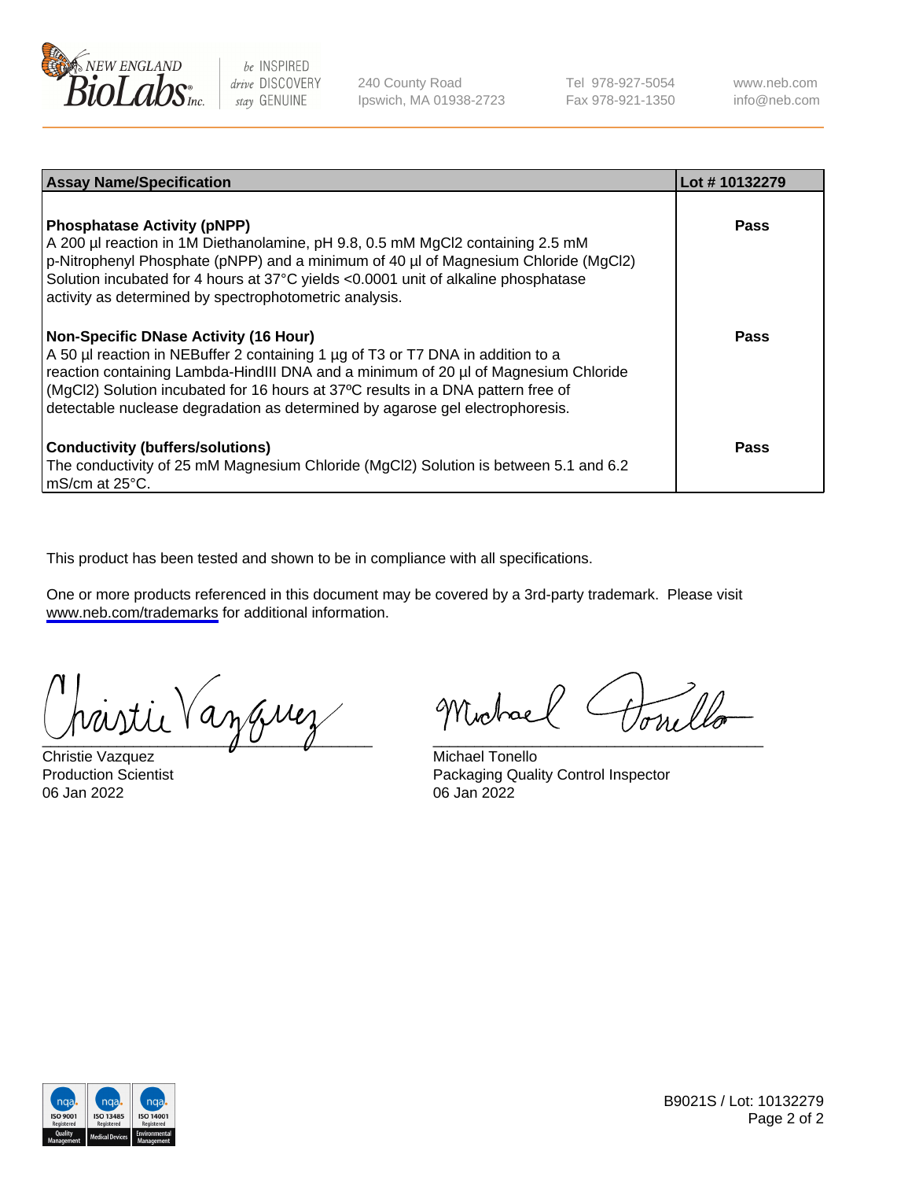| Assay Name/Specification | Lot # 10132279 |
|---|---|
| **Phosphatase Activity (pNPP)**<br>A 200 µl reaction in 1M Diethanolamine, pH 9.8, 0.5 mM $MgCl_2$ containing 2.5 mM p-Nitrophenyl Phosphate (pNPP) and a minimum of 40 µl of Magnesium Chloride ($MgCl_2$) Solution incubated for 4 hours at 37°C yields <0.0001 unit of alkaline phosphatase activity as determined by spectrophotometric analysis. | **Pass** |
| **Non-Specific DNase Activity (16 Hour)**<br>A 50 µl reaction in NEBuffer 2 containing 1 µg of T3 or T7 DNA in addition to a reaction containing Lambda-HindIII DNA and a minimum of 20 µl of Magnesium Chloride ($MgCl_2$) Solution incubated for 16 hours at 37ºC results in a DNA pattern free of detectable nuclease degradation as determined by agarose gel electrophoresis. | **Pass** |
| **Conductivity (buffers/solutions)**<br>The conductivity of 25 mM Magnesium Chloride ($MgCl_2$) Solution is between 5.1 and 6.2 mS/cm at 25°C. | **Pass** |

This product has been tested and shown to be in compliance with all specifications.

One or more products referenced in this document may be covered by a 3rd-party trademark. Please visit www.neb.com/trademarks for additional information.

Christie Vazquez
Production Scientist
06 Jan 2022

Michael Tonello
Packaging Quality Control Inspector
06 Jan 2022

B9021S / Lot: 10132279